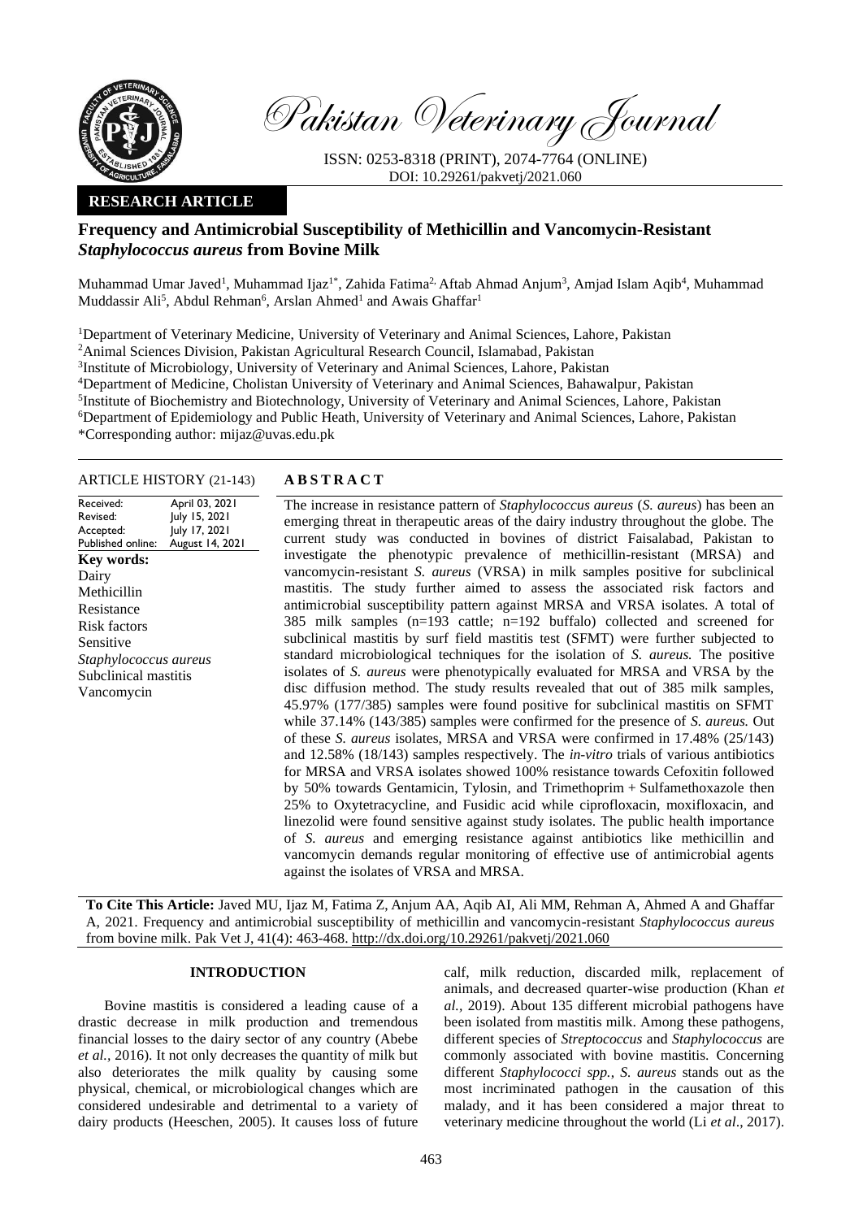Pakistan Veterinary Journal

ISSN: 0253-8318 (PRINT), 2074-7764 (ONLINE)
DOI: 10.29261/pakvetj/2021.060

**RESEARCH ARTICLE**

# Frequency and Antimicrobial Susceptibility of Methicillin and Vancomycin-Resistant *Staphylococcus aureus* from Bovine Milk

Muhammad Umar Javed[1], Muhammad Ijaz[1*], Zahida Fatima[2,] Aftab Ahmad Anjum[3], Amjad Islam Aqib[4], Muhammad Muddassir Ali[5], Abdul Rehman[6], Arslan Ahmed[1] and Awais Ghaffar[1]

[1]Department of Veterinary Medicine, University of Veterinary and Animal Sciences, Lahore, Pakistan
[2]Animal Sciences Division, Pakistan Agricultural Research Council, Islamabad, Pakistan
[3]Institute of Microbiology, University of Veterinary and Animal Sciences, Lahore, Pakistan
[4]Department of Medicine, Cholistan University of Veterinary and Animal Sciences, Bahawalpur, Pakistan
[5]Institute of Biochemistry and Biotechnology, University of Veterinary and Animal Sciences, Lahore, Pakistan
[6]Department of Epidemiology and Public Heath, University of Veterinary and Animal Sciences, Lahore, Pakistan
*Corresponding author: mijaz@uvas.edu.pk

**ARTICLE HISTORY** (21-143)

| | |
|---|---|
| Received: | April 03, 2021 |
| Revised: | July 15, 2021 |
| Accepted: | July 17, 2021 |
| Published online: | August 14, 2021 |

**Key words:**
Dairy
Methicillin
Resistance
Risk factors
Sensitive
*Staphylococcus aureus*
Subclinical mastitis
Vancomycin

## ABSTRACT

The increase in resistance pattern of *Staphylococcus aureus* (*S. aureus*) has been an emerging threat in therapeutic areas of the dairy industry throughout the globe. The current study was conducted in bovines of district Faisalabad, Pakistan to investigate the phenotypic prevalence of methicillin-resistant (MRSA) and vancomycin-resistant *S. aureus* (VRSA) in milk samples positive for subclinical mastitis. The study further aimed to assess the associated risk factors and antimicrobial susceptibility pattern against MRSA and VRSA isolates. A total of 385 milk samples (n=193 cattle; n=192 buffalo) collected and screened for subclinical mastitis by surf field mastitis test (SFMT) were further subjected to standard microbiological techniques for the isolation of *S. aureus.* The positive isolates of *S. aureus* were phenotypically evaluated for MRSA and VRSA by the disc diffusion method. The study results revealed that out of 385 milk samples, 45.97% (177/385) samples were found positive for subclinical mastitis on SFMT while 37.14% (143/385) samples were confirmed for the presence of *S. aureus.* Out of these *S. aureus* isolates, MRSA and VRSA were confirmed in 17.48% (25/143) and 12.58% (18/143) samples respectively. The *in-vitro* trials of various antibiotics for MRSA and VRSA isolates showed 100% resistance towards Cefoxitin followed by 50% towards Gentamicin, Tylosin, and Trimethoprim + Sulfamethoxazole then 25% to Oxytetracycline, and Fusidic acid while ciprofloxacin, moxifloxacin, and linezolid were found sensitive against study isolates. The public health importance of *S. aureus* and emerging resistance against antibiotics like methicillin and vancomycin demands regular monitoring of effective use of antimicrobial agents against the isolates of VRSA and MRSA.

**To Cite This Article:** Javed MU, Ijaz M, Fatima Z, Anjum AA, Aqib AI, Ali MM, Rehman A, Ahmed A and Ghaffar A, 2021. Frequency and antimicrobial susceptibility of methicillin and vancomycin-resistant *Staphylococcus aureus* from bovine milk. Pak Vet J, 41(4): 463-468. http://dx.doi.org/10.29261/pakvetj/2021.060

## INTRODUCTION

Bovine mastitis is considered a leading cause of a drastic decrease in milk production and tremendous financial losses to the dairy sector of any country (Abebe *et al.,* 2016). It not only decreases the quantity of milk but also deteriorates the milk quality by causing some physical, chemical, or microbiological changes which are considered undesirable and detrimental to a variety of dairy products (Heeschen, 2005). It causes loss of future calf, milk reduction, discarded milk, replacement of animals, and decreased quarter-wise production (Khan *et al.,* 2019). About 135 different microbial pathogens have been isolated from mastitis milk. Among these pathogens, different species of *Streptococcus* and *Staphylococcus* are commonly associated with bovine mastitis. Concerning different *Staphylococci spp.*, *S. aureus* stands out as the most incriminated pathogen in the causation of this malady, and it has been considered a major threat to veterinary medicine throughout the world (Li *et al*., 2017).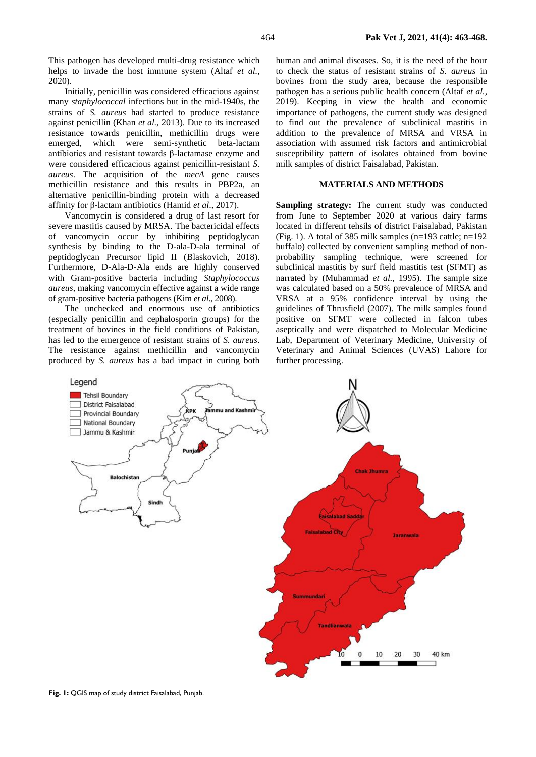This pathogen has developed multi-drug resistance which helps to invade the host immune system (Altaf *et al.,* 2020).

Initially, penicillin was considered efficacious against many *staphylococcal* infections but in the mid-1940s, the strains of *S. aureus* had started to produce resistance against penicillin (Khan *et al.,* 2013). Due to its increased resistance towards penicillin, methicillin drugs were emerged, which were semi-synthetic beta-lactam antibiotics and resistant towards β-lactamase enzyme and were considered efficacious against penicillin-resistant *S. aureus*. The acquisition of the *mecA* gene causes methicillin resistance and this results in PBP2a, an alternative penicillin-binding protein with a decreased affinity for β-lactam antibiotics (Hamid *et al*., 2017).

Vancomycin is considered a drug of last resort for severe mastitis caused by MRSA. The bactericidal effects of vancomycin occur by inhibiting peptidoglycan synthesis by binding to the D-ala-D-ala terminal of peptidoglycan Precursor lipid II (Blaskovich, 2018). Furthermore, D-Ala-D-Ala ends are highly conserved with Gram-positive bacteria including *Staphylococcus aureus*, making vancomycin effective against a wide range of gram-positive bacteria pathogens (Kim *et al*., 2008).

The unchecked and enormous use of antibiotics (especially penicillin and cephalosporin groups) for the treatment of bovines in the field conditions of Pakistan, has led to the emergence of resistant strains of *S. aureus*. The resistance against methicillin and vancomycin produced by *S. aureus* has a bad impact in curing both human and animal diseases. So, it is the need of the hour to check the status of resistant strains of *S. aureus* in bovines from the study area, because the responsible pathogen has a serious public health concern (Altaf *et al.,* 2019). Keeping in view the health and economic importance of pathogens, the current study was designed to find out the prevalence of subclinical mastitis in addition to the prevalence of MRSA and VRSA in association with assumed risk factors and antimicrobial susceptibility pattern of isolates obtained from bovine milk samples of district Faisalabad, Pakistan.

## MATERIALS AND METHODS

**Sampling strategy:** The current study was conducted from June to September 2020 at various dairy farms located in different tehsils of district Faisalabad, Pakistan (Fig. 1). A total of 385 milk samples (n=193 cattle; n=192 buffalo) collected by convenient sampling method of non-probability sampling technique, were screened for subclinical mastitis by surf field mastitis test (SFMT) as narrated by (Muhammad *et al.,* 1995). The sample size was calculated based on a 50% prevalence of MRSA and VRSA at a 95% confidence interval by using the guidelines of Thrusfield (2007). The milk samples found positive on SFMT were collected in falcon tubes aseptically and were dispatched to Molecular Medicine Lab, Department of Veterinary Medicine, University of Veterinary and Animal Sciences (UVAS) Lahore for further processing.

Legend
Tehsil Boundary
District Faisalabad
Provincial Boundary
National Boundary
Jammu & Kashmir

KPK
Jammu and Kashmir
Punjab
Balochistan
Sindh

N

Chak Jhumra
Faisalabad Saddar
Faisalabad City
Jaranwala
Summundari
Tandlianwala

10 0 10 20 30 40 km

**Fig. 1:** QGIS map of study district Faisalabad, Punjab.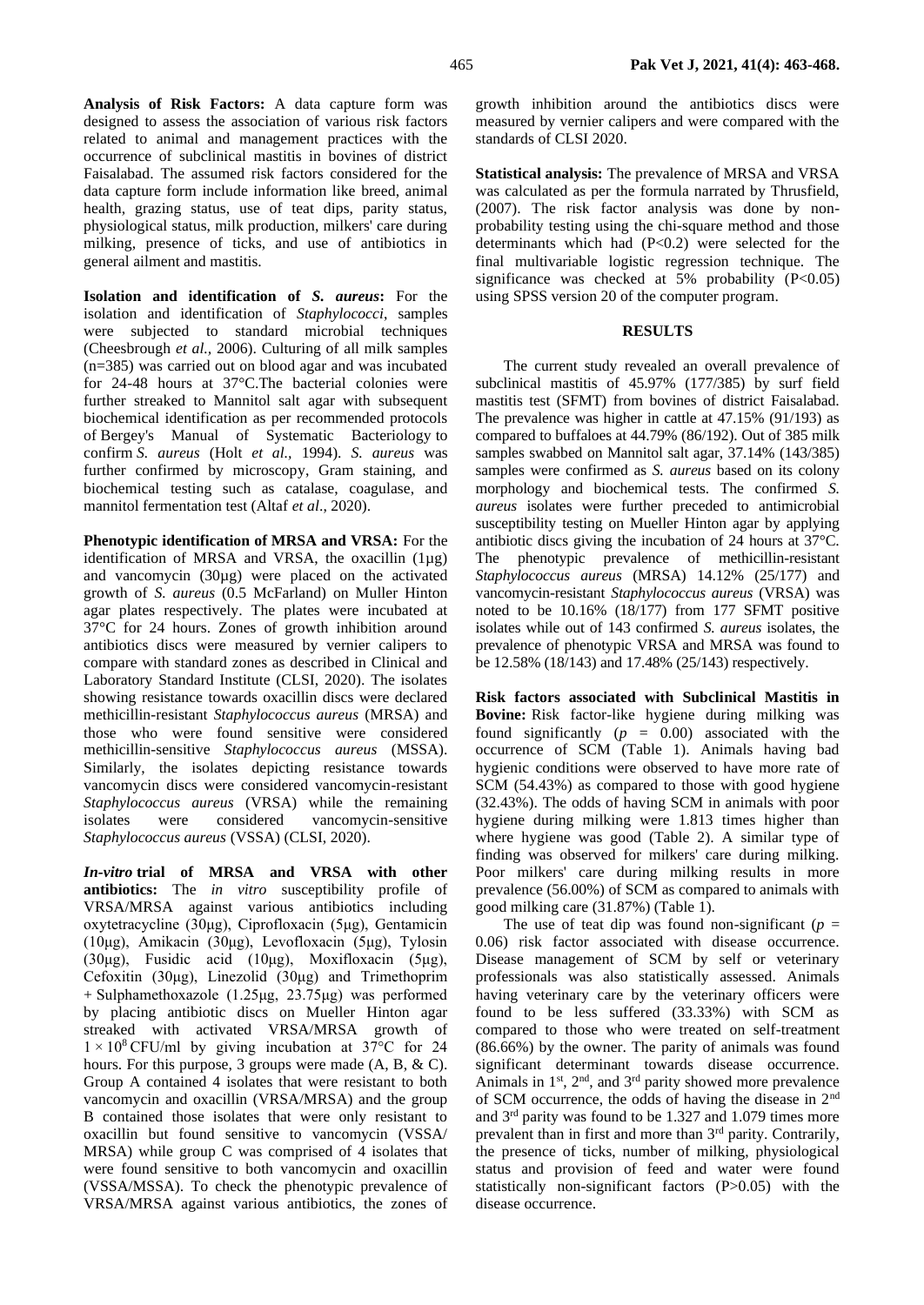**Analysis of Risk Factors:** A data capture form was designed to assess the association of various risk factors related to animal and management practices with the occurrence of subclinical mastitis in bovines of district Faisalabad. The assumed risk factors considered for the data capture form include information like breed, animal health, grazing status, use of teat dips, parity status, physiological status, milk production, milkers' care during milking, presence of ticks, and use of antibiotics in general ailment and mastitis.

**Isolation and identification of *S. aureus*:** For the isolation and identification of *Staphylococci*, samples were subjected to standard microbial techniques (Cheesbrough *et al.*, 2006). Culturing of all milk samples (n=385) was carried out on blood agar and was incubated for 24-48 hours at 37°C.The bacterial colonies were further streaked to Mannitol salt agar with subsequent biochemical identification as per recommended protocols of Bergey's Manual of Systematic Bacteriology to confirm *S. aureus* (Holt *et al.,* 1994). *S. aureus* was further confirmed by microscopy, Gram staining, and biochemical testing such as catalase, coagulase, and mannitol fermentation test (Altaf *et al*., 2020).

**Phenotypic identification of MRSA and VRSA:** For the identification of MRSA and VRSA, the oxacillin (1µg) and vancomycin (30µg) were placed on the activated growth of *S. aureus* (0.5 McFarland) on Muller Hinton agar plates respectively. The plates were incubated at 37°C for 24 hours. Zones of growth inhibition around antibiotics discs were measured by vernier calipers to compare with standard zones as described in Clinical and Laboratory Standard Institute (CLSI, 2020). The isolates showing resistance towards oxacillin discs were declared methicillin-resistant *Staphylococcus aureus* (MRSA) and those who were found sensitive were considered methicillin-sensitive *Staphylococcus aureus* (MSSA). Similarly, the isolates depicting resistance towards vancomycin discs were considered vancomycin-resistant *Staphylococcus aureus* (VRSA) while the remaining isolates were considered vancomycin-sensitive *Staphylococcus aureus* (VSSA) (CLSI, 2020).

***In-vitro* trial of MRSA and VRSA with other antibiotics:** The *in vitro* susceptibility profile of VRSA/MRSA against various antibiotics including oxytetracycline (30µg), Ciprofloxacin (5µg), Gentamicin (10µg), Amikacin (30µg), Levofloxacin (5µg), Tylosin (30µg), Fusidic acid (10µg), Moxifloxacin (5µg), Cefoxitin (30µg), Linezolid (30µg) and Trimethoprim + Sulphamethoxazole (1.25µg, 23.75µg) was performed by placing antibiotic discs on Mueller Hinton agar streaked with activated VRSA/MRSA growth of $1 \times 10^8$ CFU/ml by giving incubation at 37°C for 24 hours. For this purpose, 3 groups were made (A, B, & C). Group A contained 4 isolates that were resistant to both vancomycin and oxacillin (VRSA/MRSA) and the group B contained those isolates that were only resistant to oxacillin but found sensitive to vancomycin (VSSA/ MRSA) while group C was comprised of 4 isolates that were found sensitive to both vancomycin and oxacillin (VSSA/MSSA). To check the phenotypic prevalence of VRSA/MRSA against various antibiotics, the zones of growth inhibition around the antibiotics discs were measured by vernier calipers and were compared with the standards of CLSI 2020.

**Statistical analysis:** The prevalence of MRSA and VRSA was calculated as per the formula narrated by Thrusfield, (2007). The risk factor analysis was done by non-probability testing using the chi-square method and those determinants which had ($P<0.2$) were selected for the final multivariable logistic regression technique. The significance was checked at 5% probability ($P<0.05$) using SPSS version 20 of the computer program.

## RESULTS

The current study revealed an overall prevalence of subclinical mastitis of 45.97% (177/385) by surf field mastitis test (SFMT) from bovines of district Faisalabad. The prevalence was higher in cattle at 47.15% (91/193) as compared to buffaloes at 44.79% (86/192). Out of 385 milk samples swabbed on Mannitol salt agar, 37.14% (143/385) samples were confirmed as *S. aureus* based on its colony morphology and biochemical tests. The confirmed *S. aureus* isolates were further preceded to antimicrobial susceptibility testing on Mueller Hinton agar by applying antibiotic discs giving the incubation of 24 hours at 37°C. The phenotypic prevalence of methicillin-resistant *Staphylococcus aureus* (MRSA) 14.12% (25/177) and vancomycin-resistant *Staphylococcus aureus* (VRSA) was noted to be 10.16% (18/177) from 177 SFMT positive isolates while out of 143 confirmed *S. aureus* isolates, the prevalence of phenotypic VRSA and MRSA was found to be 12.58% (18/143) and 17.48% (25/143) respectively.

**Risk factors associated with Subclinical Mastitis in Bovine:** Risk factor-like hygiene during milking was found significantly ($p$ = 0.00) associated with the occurrence of SCM (Table 1). Animals having bad hygienic conditions were observed to have more rate of SCM (54.43%) as compared to those with good hygiene (32.43%). The odds of having SCM in animals with poor hygiene during milking were 1.813 times higher than where hygiene was good (Table 2). A similar type of finding was observed for milkers' care during milking. Poor milkers' care during milking results in more prevalence (56.00%) of SCM as compared to animals with good milking care (31.87%) (Table 1).

The use of teat dip was found non-significant ($p$ = 0.06) risk factor associated with disease occurrence. Disease management of SCM by self or veterinary professionals was also statistically assessed. Animals having veterinary care by the veterinary officers were found to be less suffered (33.33%) with SCM as compared to those who were treated on self-treatment (86.66%) by the owner. The parity of animals was found significant determinant towards disease occurrence. Animals in 1st, 2nd, and 3rd parity showed more prevalence of SCM occurrence, the odds of having the disease in 2nd and 3rd parity was found to be 1.327 and 1.079 times more prevalent than in first and more than 3rd parity. Contrarily, the presence of ticks, number of milking, physiological status and provision of feed and water were found statistically non-significant factors ($P>0.05$) with the disease occurrence.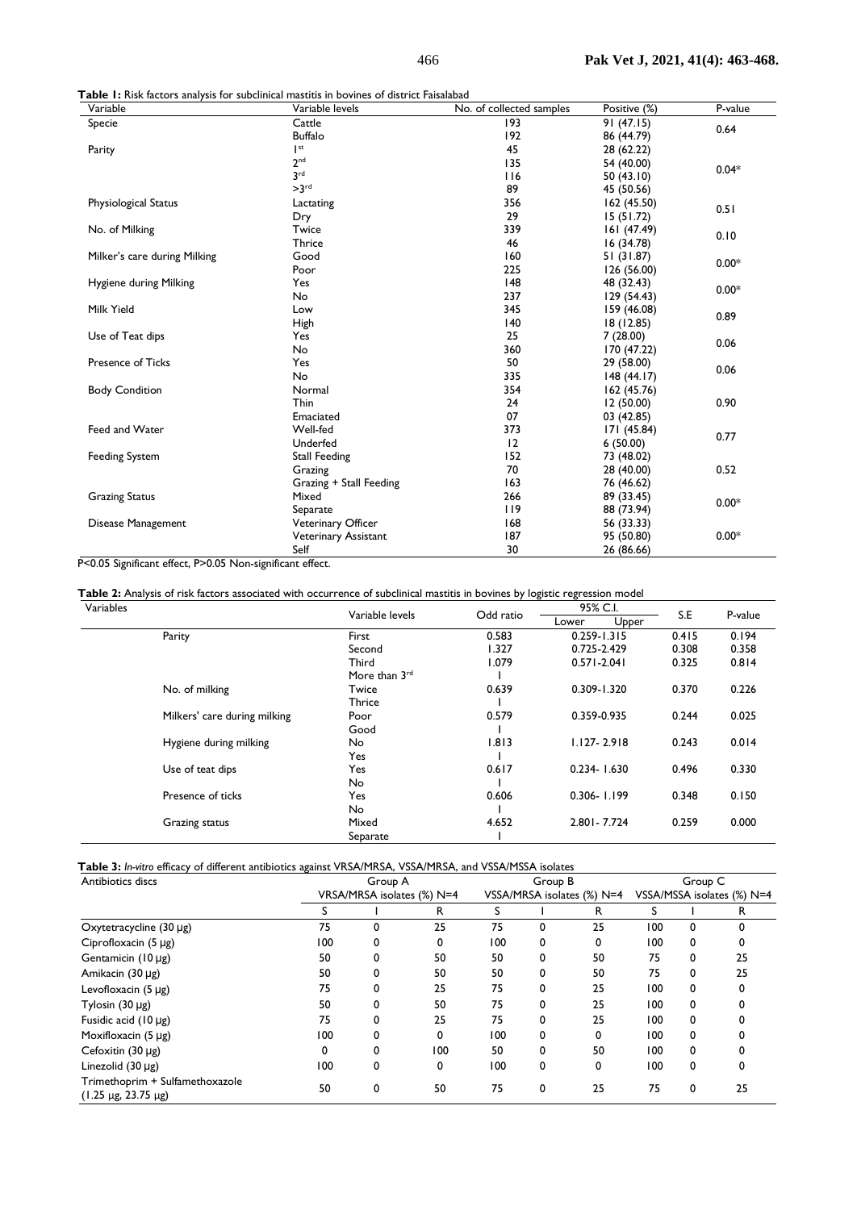**Table 1:** Risk factors analysis for subclinical mastitis in bovines of district Faisalabad

| Variable | Variable levels | No. of collected samples | Positive (%) | P-value |
|---|---|---|---|---|
| Specie | Cattle | 193 | 91 (47.15) | 0.64 |
| | Buffalo | 192 | 86 (44.79) | |
| Parity | 1st | 45 | 28 (62.22) | 0.04* |
| | 2nd | 135 | 54 (40.00) | |
| | 3rd | 116 | 50 (43.10) | |
| | >3rd | 89 | 45 (50.56) | |
| Physiological Status | Lactating | 356 | 162 (45.50) | 0.51 |
| | Dry | 29 | 15 (51.72) | |
| No. of Milking | Twice | 339 | 161 (47.49) | 0.10 |
| | Thrice | 46 | 16 (34.78) | |
| Milker's care during Milking | Good | 160 | 51 (31.87) | 0.00* |
| | Poor | 225 | 126 (56.00) | |
| Hygiene during Milking | Yes | 148 | 48 (32.43) | 0.00* |
| | No | 237 | 129 (54.43) | |
| Milk Yield | Low | 345 | 159 (46.08) | 0.89 |
| | High | 140 | 18 (12.85) | |
| Use of Teat dips | Yes | 25 | 7 (28.00) | 0.06 |
| | No | 360 | 170 (47.22) | |
| Presence of Ticks | Yes | 50 | 29 (58.00) | 0.06 |
| | No | 335 | 148 (44.17) | |
| Body Condition | Normal | 354 | 162 (45.76) | 0.90 |
| | Thin | 24 | 12 (50.00) | |
| | Emaciated | 07 | 03 (42.85) | |
| Feed and Water | Well-fed | 373 | 171 (45.84) | 0.77 |
| | Underfed | 12 | 6 (50.00) | |
| Feeding System | Stall Feeding | 152 | 73 (48.02) | 0.52 |
| | Grazing | 70 | 28 (40.00) | |
| | Grazing + Stall Feeding | 163 | 76 (46.62) | |
| Grazing Status | Mixed | 266 | 89 (33.45) | 0.00* |
| | Separate | 119 | 88 (73.94) | |
| Disease Management | Veterinary Officer | 168 | 56 (33.33) | 0.00* |
| | Veterinary Assistant | 187 | 95 (50.80) | |
| | Self | 30 | 26 (86.66) | |

P<0.05 Significant effect, P>0.05 Non-significant effect.

**Table 2:** Analysis of risk factors associated with occurrence of subclinical mastitis in bovines by logistic regression model

| Variables | Variable levels | Odd ratio | 95% C.I. Lower Upper | S.E | P-value |
|---|---|---|---|---|---|
| Parity | First | 0.583 | 0.259-1.315 | 0.415 | 0.194 |
| | Second | 1.327 | 0.725-2.429 | 0.308 | 0.358 |
| | Third | 1.079 | 0.571-2.041 | 0.325 | 0.814 |
| | More than 3rd | 1 | | | |
| No. of milking | Twice | 0.639 | 0.309-1.320 | 0.370 | 0.226 |
| | Thrice | 1 | | | |
| Milkers' care during milking | Poor | 0.579 | 0.359-0.935 | 0.244 | 0.025 |
| | Good | 1 | | | |
| Hygiene during milking | No | 1.813 | 1.127- 2.918 | 0.243 | 0.014 |
| | Yes | 1 | | | |
| Use of teat dips | Yes | 0.617 | 0.234- 1.630 | 0.496 | 0.330 |
| | No | 1 | | | |
| Presence of ticks | Yes | 0.606 | 0.306- 1.199 | 0.348 | 0.150 |
| | No | 1 | | | |
| Grazing status | Mixed | 4.652 | 2.801- 7.724 | 0.259 | 0.000 |
| | Separate | 1 | | | |

**Table 3:** *In-vitro* efficacy of different antibiotics against VRSA/MRSA, VSSA/MRSA, and VSSA/MSSA isolates

| Antibiotics discs | Group A VRSA/MRSA isolates (%) N=4 | | | Group B VSSA/MRSA isolates (%) N=4 | | | Group C VSSA/MSSA isolates (%) N=4 | | |
|---|---|---|---|---|---|---|---|---|---|
| | S | I | R | S | I | R | S | I | R |
| Oxytetracycline (30 µg) | 75 | 0 | 25 | 75 | 0 | 25 | 100 | 0 | 0 |
| Ciprofloxacin (5 µg) | 100 | 0 | 0 | 100 | 0 | 0 | 100 | 0 | 0 |
| Gentamicin (10 µg) | 50 | 0 | 50 | 50 | 0 | 50 | 75 | 0 | 25 |
| Amikacin (30 µg) | 50 | 0 | 50 | 50 | 0 | 50 | 75 | 0 | 25 |
| Levofloxacin (5 µg) | 75 | 0 | 25 | 75 | 0 | 25 | 100 | 0 | 0 |
| Tylosin (30 µg) | 50 | 0 | 50 | 75 | 0 | 25 | 100 | 0 | 0 |
| Fusidic acid (10 µg) | 75 | 0 | 25 | 75 | 0 | 25 | 100 | 0 | 0 |
| Moxifloxacin (5 µg) | 100 | 0 | 0 | 100 | 0 | 0 | 100 | 0 | 0 |
| Cefoxitin (30 µg) | 0 | 0 | 100 | 50 | 0 | 50 | 100 | 0 | 0 |
| Linezolid (30 µg) | 100 | 0 | 0 | 100 | 0 | 0 | 100 | 0 | 0 |
| Trimethoprim + Sulfamethoxazole (1.25 µg, 23.75 µg) | 50 | 0 | 50 | 75 | 0 | 25 | 75 | 0 | 25 |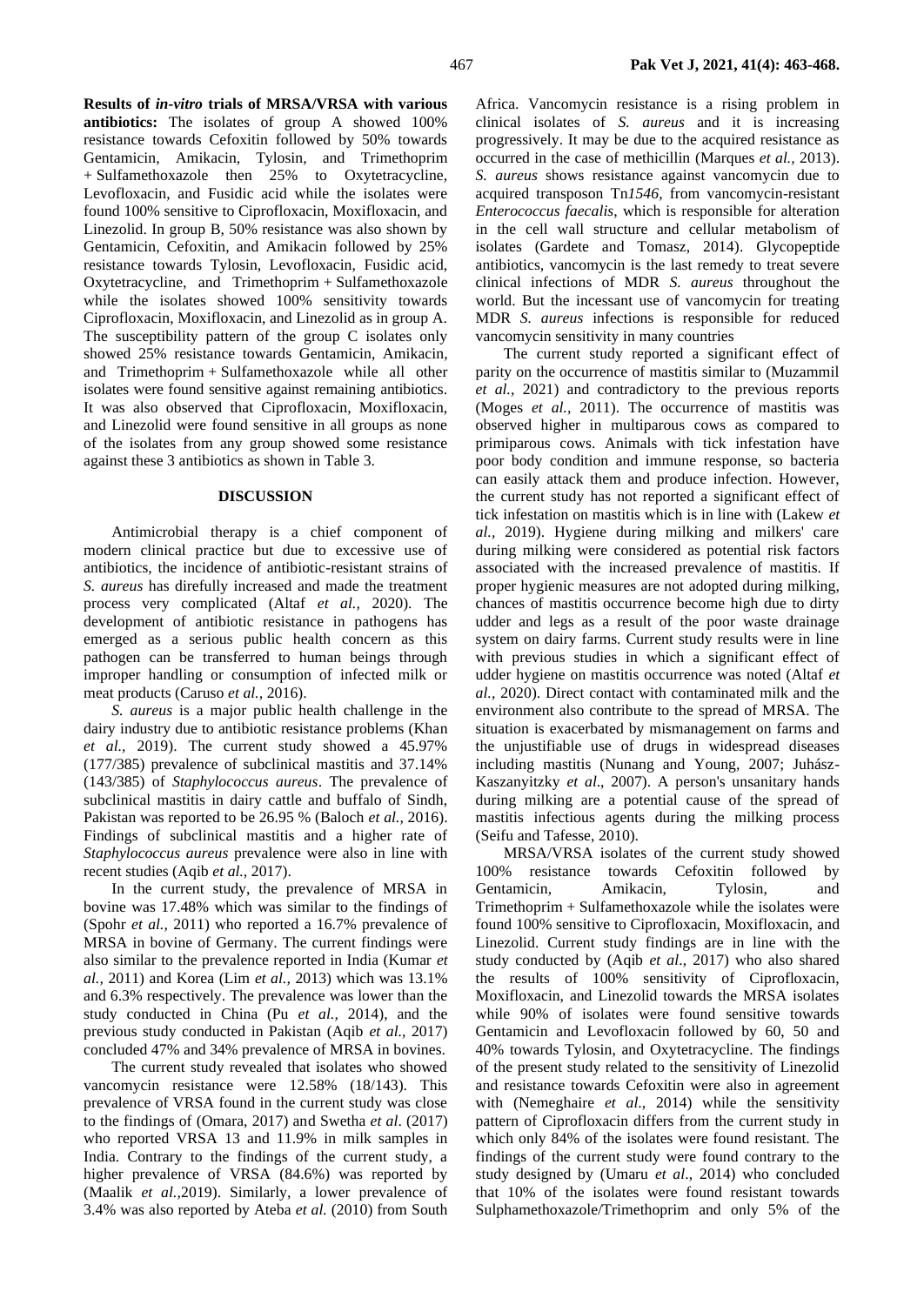**Results of *in-vitro* trials of MRSA/VRSA with various antibiotics:** The isolates of group A showed 100% resistance towards Cefoxitin followed by 50% towards Gentamicin, Amikacin, Tylosin, and Trimethoprim + Sulfamethoxazole then 25% to Oxytetracycline, Levofloxacin, and Fusidic acid while the isolates were found 100% sensitive to Ciprofloxacin, Moxifloxacin, and Linezolid. In group B, 50% resistance was also shown by Gentamicin, Cefoxitin, and Amikacin followed by 25% resistance towards Tylosin, Levofloxacin, Fusidic acid, Oxytetracycline, and Trimethoprim + Sulfamethoxazole while the isolates showed 100% sensitivity towards Ciprofloxacin, Moxifloxacin, and Linezolid as in group A. The susceptibility pattern of the group C isolates only showed 25% resistance towards Gentamicin, Amikacin, and Trimethoprim + Sulfamethoxazole while all other isolates were found sensitive against remaining antibiotics. It was also observed that Ciprofloxacin, Moxifloxacin, and Linezolid were found sensitive in all groups as none of the isolates from any group showed some resistance against these 3 antibiotics as shown in Table 3.

## DISCUSSION

Antimicrobial therapy is a chief component of modern clinical practice but due to excessive use of antibiotics, the incidence of antibiotic-resistant strains of *S. aureus* has direfully increased and made the treatment process very complicated (Altaf *et al.,* 2020). The development of antibiotic resistance in pathogens has emerged as a serious public health concern as this pathogen can be transferred to human beings through improper handling or consumption of infected milk or meat products (Caruso *et al.,* 2016).

*S. aureus* is a major public health challenge in the dairy industry due to antibiotic resistance problems (Khan *et al.,* 2019). The current study showed a 45.97% (177/385) prevalence of subclinical mastitis and 37.14% (143/385) of *Staphylococcus aureus*. The prevalence of subclinical mastitis in dairy cattle and buffalo of Sindh, Pakistan was reported to be 26.95 % (Baloch *et al.,* 2016). Findings of subclinical mastitis and a higher rate of *Staphylococcus aureus* prevalence were also in line with recent studies (Aqib *et al.,* 2017).

In the current study, the prevalence of MRSA in bovine was 17.48% which was similar to the findings of (Spohr *et al.,* 2011) who reported a 16.7% prevalence of MRSA in bovine of Germany. The current findings were also similar to the prevalence reported in India (Kumar *et al.,* 2011) and Korea (Lim *et al.,* 2013) which was 13.1% and 6.3% respectively. The prevalence was lower than the study conducted in China (Pu *et al.,* 2014), and the previous study conducted in Pakistan (Aqib *et al.,* 2017) concluded 47% and 34% prevalence of MRSA in bovines.

The current study revealed that isolates who showed vancomycin resistance were 12.58% (18/143). This prevalence of VRSA found in the current study was close to the findings of (Omara, 2017) and Swetha *et al*. (2017) who reported VRSA 13 and 11.9% in milk samples in India. Contrary to the findings of the current study, a higher prevalence of VRSA (84.6%) was reported by (Maalik *et al.,*2019). Similarly, a lower prevalence of 3.4% was also reported by Ateba *et al.* (2010) from South Africa. Vancomycin resistance is a rising problem in clinical isolates of *S. aureus* and it is increasing progressively. It may be due to the acquired resistance as occurred in the case of methicillin (Marques *et al.,* 2013). *S. aureus* shows resistance against vancomycin due to acquired transposon Tn*1546*, from vancomycin-resistant *Enterococcus faecalis*, which is responsible for alteration in the cell wall structure and cellular metabolism of isolates (Gardete and Tomasz, 2014). Glycopeptide antibiotics, vancomycin is the last remedy to treat severe clinical infections of MDR *S. aureus* throughout the world. But the incessant use of vancomycin for treating MDR *S. aureus* infections is responsible for reduced vancomycin sensitivity in many countries

The current study reported a significant effect of parity on the occurrence of mastitis similar to (Muzammil *et al.,* 2021) and contradictory to the previous reports (Moges *et al.,* 2011). The occurrence of mastitis was observed higher in multiparous cows as compared to primiparous cows. Animals with tick infestation have poor body condition and immune response, so bacteria can easily attack them and produce infection. However, the current study has not reported a significant effect of tick infestation on mastitis which is in line with (Lakew *et al.,* 2019). Hygiene during milking and milkers' care during milking were considered as potential risk factors associated with the increased prevalence of mastitis. If proper hygienic measures are not adopted during milking, chances of mastitis occurrence become high due to dirty udder and legs as a result of the poor waste drainage system on dairy farms. Current study results were in line with previous studies in which a significant effect of udder hygiene on mastitis occurrence was noted (Altaf *et al.,* 2020). Direct contact with contaminated milk and the environment also contribute to the spread of MRSA. The situation is exacerbated by mismanagement on farms and the unjustifiable use of drugs in widespread diseases including mastitis (Nunang and Young, 2007; Juhász-Kaszanyitzky *et al*., 2007). A person's unsanitary hands during milking are a potential cause of the spread of mastitis infectious agents during the milking process (Seifu and Tafesse, 2010).

MRSA/VRSA isolates of the current study showed 100% resistance towards Cefoxitin followed by Gentamicin, Amikacin, Tylosin, and Trimethoprim + Sulfamethoxazole while the isolates were found 100% sensitive to Ciprofloxacin, Moxifloxacin, and Linezolid. Current study findings are in line with the study conducted by (Aqib *et al*., 2017) who also shared the results of 100% sensitivity of Ciprofloxacin, Moxifloxacin, and Linezolid towards the MRSA isolates while 90% of isolates were found sensitive towards Gentamicin and Levofloxacin followed by 60, 50 and 40% towards Tylosin, and Oxytetracycline. The findings of the present study related to the sensitivity of Linezolid and resistance towards Cefoxitin were also in agreement with (Nemeghaire *et al*., 2014) while the sensitivity pattern of Ciprofloxacin differs from the current study in which only 84% of the isolates were found resistant. The findings of the current study were found contrary to the study designed by (Umaru *et al*., 2014) who concluded that 10% of the isolates were found resistant towards Sulphamethoxazole/Trimethoprim and only 5% of the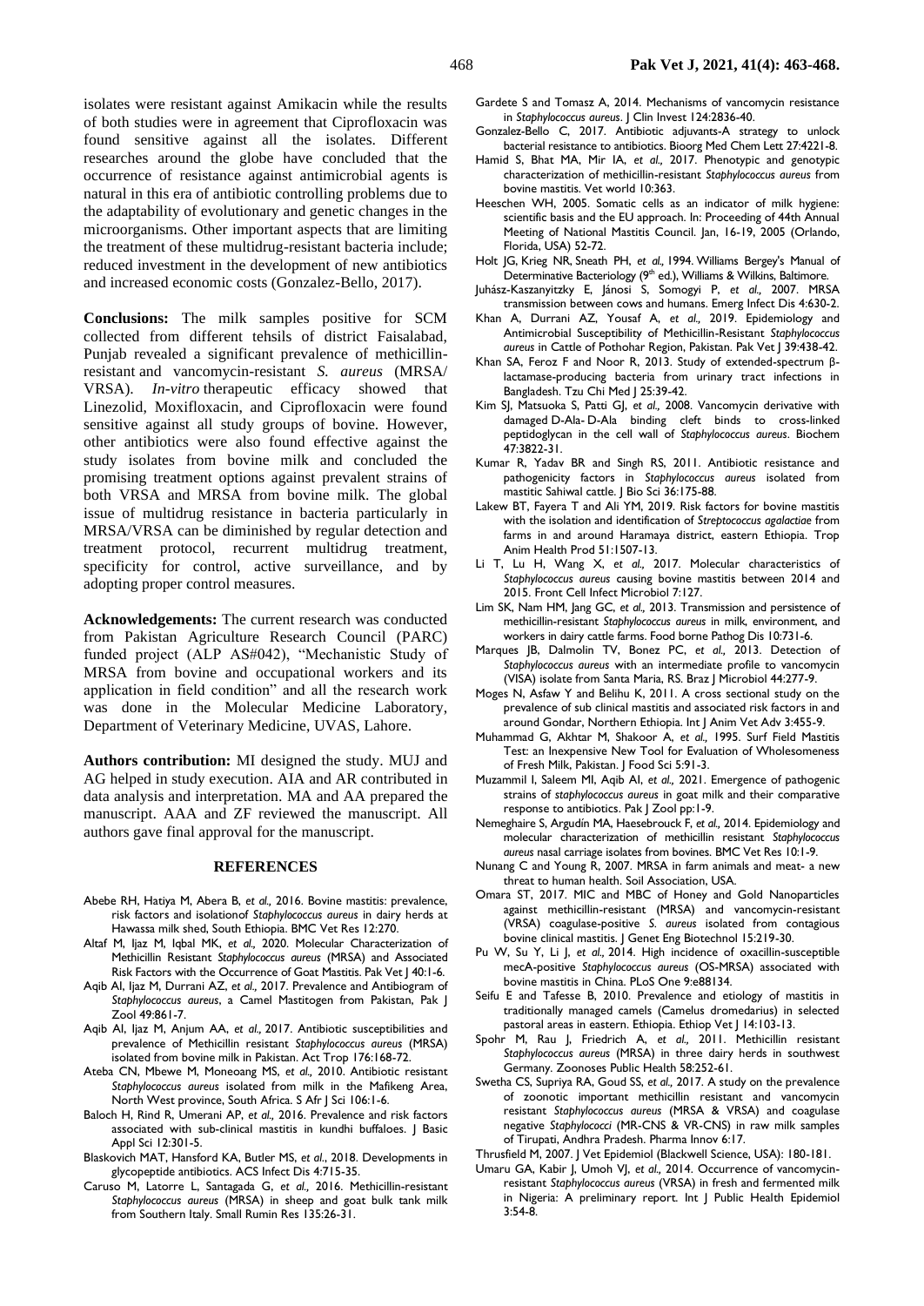isolates were resistant against Amikacin while the results of both studies were in agreement that Ciprofloxacin was found sensitive against all the isolates. Different researches around the globe have concluded that the occurrence of resistance against antimicrobial agents is natural in this era of antibiotic controlling problems due to the adaptability of evolutionary and genetic changes in the microorganisms. Other important aspects that are limiting the treatment of these multidrug-resistant bacteria include; reduced investment in the development of new antibiotics and increased economic costs (Gonzalez-Bello, 2017).

**Conclusions:** The milk samples positive for SCM collected from different tehsils of district Faisalabad, Punjab revealed a significant prevalence of methicillin-resistant and vancomycin-resistant *S. aureus* (MRSA/ VRSA). *In-vitro* therapeutic efficacy showed that Linezolid, Moxifloxacin, and Ciprofloxacin were found sensitive against all study groups of bovine. However, other antibiotics were also found effective against the study isolates from bovine milk and concluded the promising treatment options against prevalent strains of both VRSA and MRSA from bovine milk. The global issue of multidrug resistance in bacteria particularly in MRSA/VRSA can be diminished by regular detection and treatment protocol, recurrent multidrug treatment, specificity for control, active surveillance, and by adopting proper control measures.

**Acknowledgements:** The current research was conducted from Pakistan Agriculture Research Council (PARC) funded project (ALP AS#042), "Mechanistic Study of MRSA from bovine and occupational workers and its application in field condition" and all the research work was done in the Molecular Medicine Laboratory, Department of Veterinary Medicine, UVAS, Lahore.

**Authors contribution:** MI designed the study. MUJ and AG helped in study execution. AIA and AR contributed in data analysis and interpretation. MA and AA prepared the manuscript. AAA and ZF reviewed the manuscript. All authors gave final approval for the manuscript.

## REFERENCES

- Abebe RH, Hatiya M, Abera B, *et al.,* 2016. Bovine mastitis: prevalence, risk factors and isolationof *Staphylococcus aureus* in dairy herds at Hawassa milk shed, South Ethiopia. BMC Vet Res 12:270.
- Altaf M, Ijaz M, Iqbal MK, *et al.,* 2020. Molecular Characterization of Methicillin Resistant *Staphylococcus aureus* (MRSA) and Associated Risk Factors with the Occurrence of Goat Mastitis. Pak Vet J 40:1-6.
- Aqib AI, Ijaz M, Durrani AZ, *et al.,* 2017. Prevalence and Antibiogram of *Staphylococcus aureus*, a Camel Mastitogen from Pakistan, Pak J Zool 49:861-7.
- Aqib AI, Ijaz M, Anjum AA, *et al.,* 2017. Antibiotic susceptibilities and prevalence of Methicillin resistant *Staphylococcus aureus* (MRSA) isolated from bovine milk in Pakistan. Act Trop 176:168-72.
- Ateba CN, Mbewe M, Moneoang MS, *et al.,* 2010. Antibiotic resistant *Staphylococcus aureus* isolated from milk in the Mafikeng Area, North West province, South Africa. S Afr J Sci 106:1-6.
- Baloch H, Rind R, Umerani AP, *et al.,* 2016. Prevalence and risk factors associated with sub-clinical mastitis in kundhi buffaloes. J Basic Appl Sci 12:301-5.
- Blaskovich MAT, Hansford KA, Butler MS, *et al*., 2018. Developments in glycopeptide antibiotics. ACS Infect Dis 4:715-35.
- Caruso M, Latorre L, Santagada G, *et al.,* 2016. Methicillin-resistant *Staphylococcus aureus* (MRSA) in sheep and goat bulk tank milk from Southern Italy. Small Rumin Res 135:26-31.
- Gardete S and Tomasz A, 2014. Mechanisms of vancomycin resistance in *Staphylococcus aureus*. J Clin Invest 124:2836-40.
- Gonzalez-Bello C, 2017. Antibiotic adjuvants-A strategy to unlock bacterial resistance to antibiotics. Bioorg Med Chem Lett 27:4221-8.
- Hamid S, Bhat MA, Mir IA, *et al.,* 2017. Phenotypic and genotypic characterization of methicillin-resistant *Staphylococcus aureus* from bovine mastitis. Vet world 10:363.
- Heeschen WH, 2005. Somatic cells as an indicator of milk hygiene: scientific basis and the EU approach. In: Proceeding of 44th Annual Meeting of National Mastitis Council. Jan, 16-19, 2005 (Orlando, Florida, USA) 52-72.
- Holt JG, Krieg NR, Sneath PH, *et al.,* 1994. Williams Bergey's Manual of Determinative Bacteriology (9th ed.), Williams & Wilkins, Baltimore.
- Juhász-Kaszanyitzky E, Jánosi S, Somogyi P, *et al.,* 2007. MRSA transmission between cows and humans. Emerg Infect Dis 4:630-2.
- Khan A, Durrani AZ, Yousaf A, *et al.,* 2019. Epidemiology and Antimicrobial Susceptibility of Methicillin-Resistant *Staphylococcus aureus* in Cattle of Pothohar Region, Pakistan. Pak Vet J 39:438-42.
- Khan SA, Feroz F and Noor R, 2013. Study of extended-spectrum β-lactamase-producing bacteria from urinary tract infections in Bangladesh. Tzu Chi Med J 25:39-42.
- Kim SJ, Matsuoka S, Patti GJ, *et al.,* 2008. Vancomycin derivative with damaged D-Ala- D-Ala binding cleft binds to cross-linked peptidoglycan in the cell wall of *Staphylococcus aureus*. Biochem 47:3822-31.
- Kumar R, Yadav BR and Singh RS, 2011. Antibiotic resistance and pathogenicity factors in *Staphylococcus aureus* isolated from mastitic Sahiwal cattle. J Bio Sci 36:175-88.
- Lakew BT, Fayera T and Ali YM, 2019. Risk factors for bovine mastitis with the isolation and identification of *Streptococcus agalactiae* from farms in and around Haramaya district, eastern Ethiopia. Trop Anim Health Prod 51:1507-13.
- Li T, Lu H, Wang X, *et al.,* 2017. Molecular characteristics of *Staphylococcus aureus* causing bovine mastitis between 2014 and 2015. Front Cell Infect Microbiol 7:127.
- Lim SK, Nam HM, Jang GC, *et al.,* 2013. Transmission and persistence of methicillin-resistant *Staphylococcus aureus* in milk, environment, and workers in dairy cattle farms. Food borne Pathog Dis 10:731-6.
- Marques JB, Dalmolin TV, Bonez PC, *et al.,* 2013. Detection of *Staphylococcus aureus* with an intermediate profile to vancomycin (VISA) isolate from Santa Maria, RS. Braz J Microbiol 44:277-9.
- Moges N, Asfaw Y and Belihu K, 2011. A cross sectional study on the prevalence of sub clinical mastitis and associated risk factors in and around Gondar, Northern Ethiopia. Int J Anim Vet Adv 3:455-9.
- Muhammad G, Akhtar M, Shakoor A, *et al.,* 1995. Surf Field Mastitis Test: an Inexpensive New Tool for Evaluation of Wholesomeness of Fresh Milk, Pakistan. J Food Sci 5:91-3.
- Muzammil I, Saleem MI, Aqib AI, *et al.,* 2021. Emergence of pathogenic strains of *staphylococcus aureus* in goat milk and their comparative response to antibiotics. Pak J Zool pp:1-9.
- Nemeghaire S, Argudín MA, Haesebrouck F, *et al.,* 2014. Epidemiology and molecular characterization of methicillin resistant *Staphylococcus aureus* nasal carriage isolates from bovines. BMC Vet Res 10:1-9.
- Nunang C and Young R, 2007. MRSA in farm animals and meat- a new threat to human health. Soil Association, USA.
- Omara ST, 2017. MIC and MBC of Honey and Gold Nanoparticles against methicillin-resistant (MRSA) and vancomycin-resistant (VRSA) coagulase-positive *S. aureus* isolated from contagious bovine clinical mastitis. J Genet Eng Biotechnol 15:219-30.
- Pu W, Su Y, Li J, *et al.,* 2014. High incidence of oxacillin-susceptible mecA-positive *Staphylococcus aureus* (OS-MRSA) associated with bovine mastitis in China. PLoS One 9:e88134.
- Seifu E and Tafesse B, 2010. Prevalence and etiology of mastitis in traditionally managed camels (Camelus dromedarius) in selected pastoral areas in eastern. Ethiopia. Ethiop Vet J 14:103-13.
- Spohr M, Rau J, Friedrich A, *et al.,* 2011. Methicillin resistant *Staphylococcus aureus* (MRSA) in three dairy herds in southwest Germany. Zoonoses Public Health 58:252-61.
- Swetha CS, Supriya RA, Goud SS, *et al.,* 2017. A study on the prevalence of zoonotic important methicillin resistant and vancomycin resistant *Staphylococcus aureus* (MRSA & VRSA) and coagulase negative *Staphylococci* (MR-CNS & VR-CNS) in raw milk samples of Tirupati, Andhra Pradesh. Pharma Innov 6:17.
- Thrusfield M, 2007. J Vet Epidemiol (Blackwell Science, USA): 180-181.
- Umaru GA, Kabir J, Umoh VJ, *et al.,* 2014. Occurrence of vancomycin-resistant *Staphylococcus aureus* (VRSA) in fresh and fermented milk in Nigeria: A preliminary report. Int J Public Health Epidemiol 3:54-8.